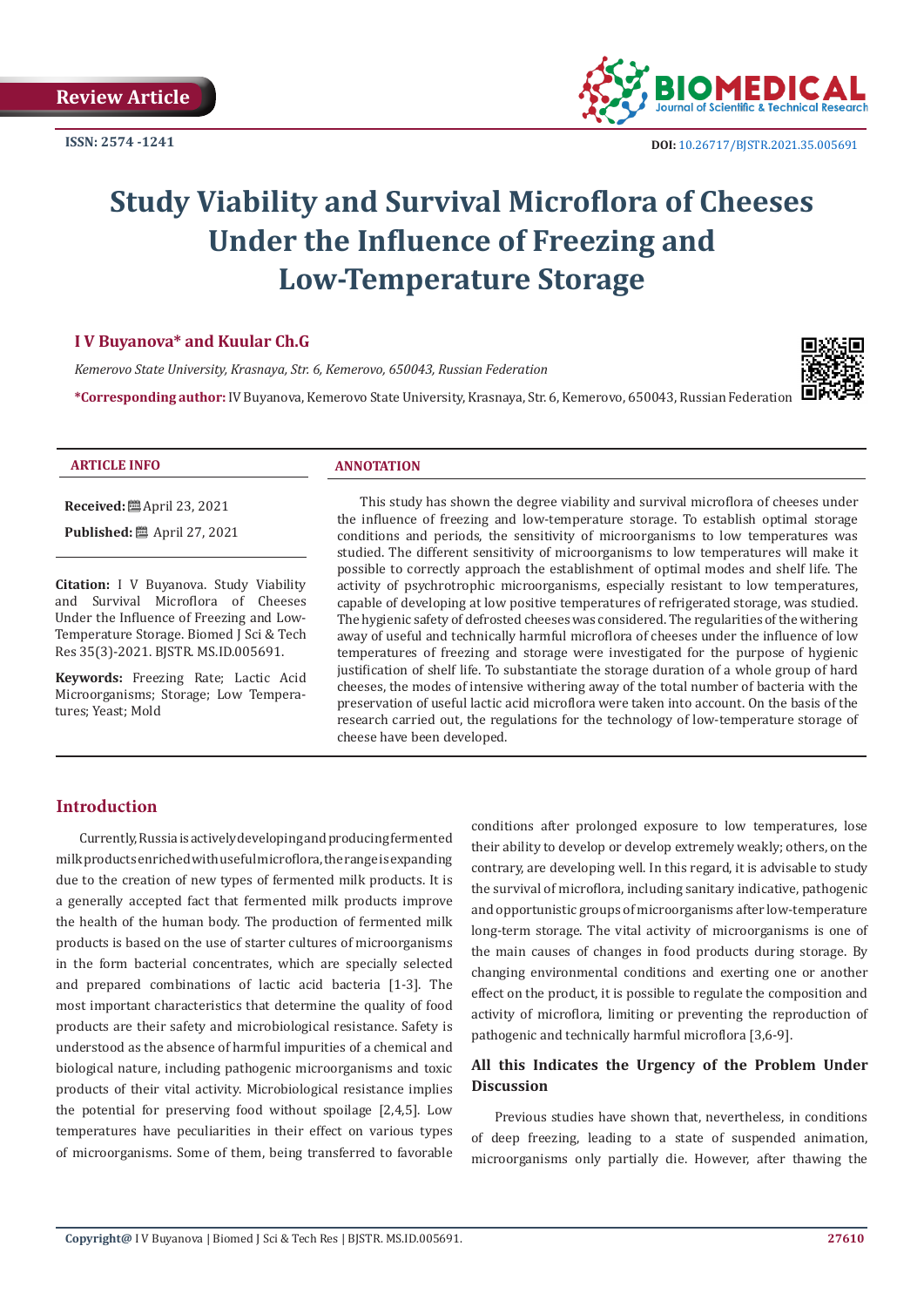Review Article

ISSN: 2574 -1241

DOI: 10.26717/BJSTR.2021.35.005691

# Study Viability and Survival Microflora of Cheeses Under the Influence of Freezing and Low-Temperature Storage

**I V Buyanova* and Kuular Ch.G**

*Kemerovo State University, Krasnaya, Str. 6, Kemerovo, 650043, Russian Federation*

***Corresponding author:** IV Buyanova, Kemerovo State University, Krasnaya, Str. 6, Kemerovo, 650043, Russian Federation

**ARTICLE INFO**

**Received:** April 23, 2021

**Published:** April 27, 2021

**Citation:** I V Buyanova. Study Viability and Survival Microflora of Cheeses Under the Influence of Freezing and Low-Temperature Storage. Biomed J Sci & Tech Res 35(3)-2021. BJSTR. MS.ID.005691.

**Keywords:** Freezing Rate; Lactic Acid Microorganisms; Storage; Low Temperatures; Yeast; Mold

**ANNOTATION**

This study has shown the degree viability and survival microflora of cheeses under the influence of freezing and low-temperature storage. To establish optimal storage conditions and periods, the sensitivity of microorganisms to low temperatures was studied. The different sensitivity of microorganisms to low temperatures will make it possible to correctly approach the establishment of optimal modes and shelf life. The activity of psychrotrophic microorganisms, especially resistant to low temperatures, capable of developing at low positive temperatures of refrigerated storage, was studied. The hygienic safety of defrosted cheeses was considered. The regularities of the withering away of useful and technically harmful microflora of cheeses under the influence of low temperatures of freezing and storage were investigated for the purpose of hygienic justification of shelf life. To substantiate the storage duration of a whole group of hard cheeses, the modes of intensive withering away of the total number of bacteria with the preservation of useful lactic acid microflora were taken into account. On the basis of the research carried out, the regulations for the technology of low-temperature storage of cheese have been developed.

## Introduction

Currently, Russia is actively developing and producing fermented milk products enriched with useful microflora, the range is expanding due to the creation of new types of fermented milk products. It is a generally accepted fact that fermented milk products improve the health of the human body. The production of fermented milk products is based on the use of starter cultures of microorganisms in the form bacterial concentrates, which are specially selected and prepared combinations of lactic acid bacteria [1-3]. The most important characteristics that determine the quality of food products are their safety and microbiological resistance. Safety is understood as the absence of harmful impurities of a chemical and biological nature, including pathogenic microorganisms and toxic products of their vital activity. Microbiological resistance implies the potential for preserving food without spoilage [2,4,5]. Low temperatures have peculiarities in their effect on various types of microorganisms. Some of them, being transferred to favorable conditions after prolonged exposure to low temperatures, lose their ability to develop or develop extremely weakly; others, on the contrary, are developing well. In this regard, it is advisable to study the survival of microflora, including sanitary indicative, pathogenic and opportunistic groups of microorganisms after low-temperature long-term storage. The vital activity of microorganisms is one of the main causes of changes in food products during storage. By changing environmental conditions and exerting one or another effect on the product, it is possible to regulate the composition and activity of microflora, limiting or preventing the reproduction of pathogenic and technically harmful microflora [3,6-9].

### All this Indicates the Urgency of the Problem Under Discussion

Previous studies have shown that, nevertheless, in conditions of deep freezing, leading to a state of suspended animation, microorganisms only partially die. However, after thawing the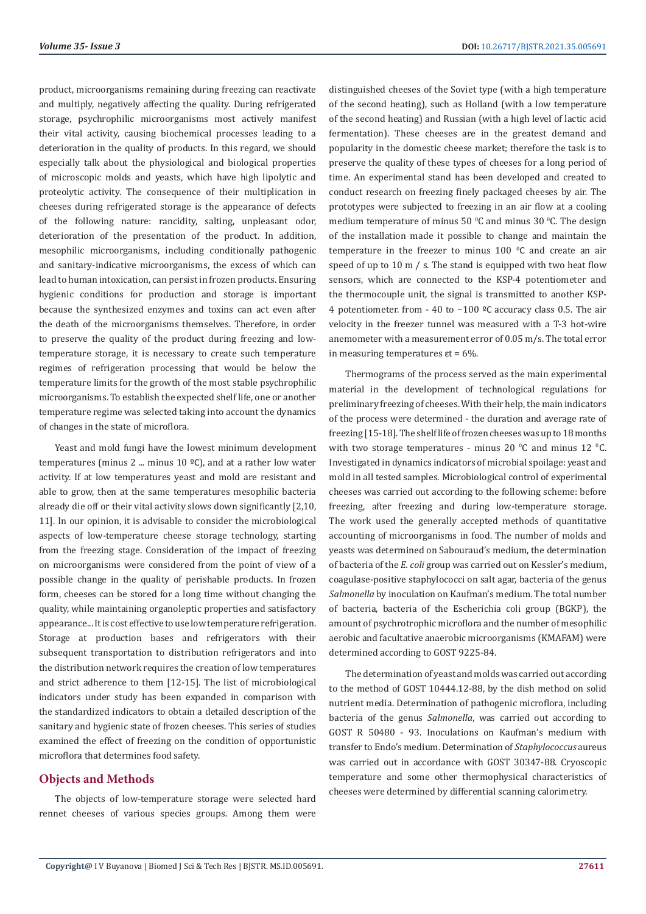product, microorganisms remaining during freezing can reactivate and multiply, negatively affecting the quality. During refrigerated storage, psychrophilic microorganisms most actively manifest their vital activity, causing biochemical processes leading to a deterioration in the quality of products. In this regard, we should especially talk about the physiological and biological properties of microscopic molds and yeasts, which have high lipolytic and proteolytic activity. The consequence of their multiplication in cheeses during refrigerated storage is the appearance of defects of the following nature: rancidity, salting, unpleasant odor, deterioration of the presentation of the product. In addition, mesophilic microorganisms, including conditionally pathogenic and sanitary-indicative microorganisms, the excess of which can lead to human intoxication, can persist in frozen products. Ensuring hygienic conditions for production and storage is important because the synthesized enzymes and toxins can act even after the death of the microorganisms themselves. Therefore, in order to preserve the quality of the product during freezing and low-temperature storage, it is necessary to create such temperature regimes of refrigeration processing that would be below the temperature limits for the growth of the most stable psychrophilic microorganisms. To establish the expected shelf life, one or another temperature regime was selected taking into account the dynamics of changes in the state of microflora.

Yeast and mold fungi have the lowest minimum development temperatures (minus 2 ... minus 10 ºC), and at a rather low water activity. If at low temperatures yeast and mold are resistant and able to grow, then at the same temperatures mesophilic bacteria already die off or their vital activity slows down significantly [2,10, 11]. In our opinion, it is advisable to consider the microbiological aspects of low-temperature cheese storage technology, starting from the freezing stage. Consideration of the impact of freezing on microorganisms were considered from the point of view of a possible change in the quality of perishable products. In frozen form, cheeses can be stored for a long time without changing the quality, while maintaining organoleptic properties and satisfactory appearance... It is cost effective to use low temperature refrigeration. Storage at production bases and refrigerators with their subsequent transportation to distribution refrigerators and into the distribution network requires the creation of low temperatures and strict adherence to them [12-15]. The list of microbiological indicators under study has been expanded in comparison with the standardized indicators to obtain a detailed description of the sanitary and hygienic state of frozen cheeses. This series of studies examined the effect of freezing on the condition of opportunistic microflora that determines food safety.

## Objects and Methods

The objects of low-temperature storage were selected hard rennet cheeses of various species groups. Among them were distinguished cheeses of the Soviet type (with a high temperature of the second heating), such as Holland (with a low temperature of the second heating) and Russian (with a high level of lactic acid fermentation). These cheeses are in the greatest demand and popularity in the domestic cheese market; therefore the task is to preserve the quality of these types of cheeses for a long period of time. An experimental stand has been developed and created to conduct research on freezing finely packaged cheeses by air. The prototypes were subjected to freezing in an air flow at a cooling medium temperature of minus 50 $^0$C and minus 30 $^0$C. The design of the installation made it possible to change and maintain the temperature in the freezer to minus 100 $^0$C and create an air speed of up to 10 m / s. The stand is equipped with two heat flow sensors, which are connected to the KSP-4 potentiometer and the thermocouple unit, the signal is transmitted to another KSP-4 potentiometer. from - 40 to −100 ºC accuracy class 0.5. The air velocity in the freezer tunnel was measured with a T-3 hot-wire anemometer with a measurement error of 0.05 m/s. The total error in measuring temperatures εt = 6%.

Thermograms of the process served as the main experimental material in the development of technological regulations for preliminary freezing of cheeses. With their help, the main indicators of the process were determined - the duration and average rate of freezing [15-18]. The shelf life of frozen cheeses was up to 18 months with two storage temperatures - minus 20 $^0$C and minus 12 $^0$C. Investigated in dynamics indicators of microbial spoilage: yeast and mold in all tested samples. Microbiological control of experimental cheeses was carried out according to the following scheme: before freezing, after freezing and during low-temperature storage. The work used the generally accepted methods of quantitative accounting of microorganisms in food. The number of molds and yeasts was determined on Sabouraud's medium, the determination of bacteria of the *E. coli* group was carried out on Kessler's medium, coagulase-positive staphylococci on salt agar, bacteria of the genus *Salmonella* by inoculation on Kaufman's medium. The total number of bacteria, bacteria of the Escherichia coli group (BGKP), the amount of psychrotrophic microflora and the number of mesophilic aerobic and facultative anaerobic microorganisms (KMAFAM) were determined according to GOST 9225-84.

The determination of yeast and molds was carried out according to the method of GOST 10444.12-88, by the dish method on solid nutrient media. Determination of pathogenic microflora, including bacteria of the genus *Salmonella*, was carried out according to GOST R 50480 - 93. Inoculations on Kaufman's medium with transfer to Endo's medium. Determination of *Staphylococcus* aureus was carried out in accordance with GOST 30347-88. Cryoscopic temperature and some other thermophysical characteristics of cheeses were determined by differential scanning calorimetry.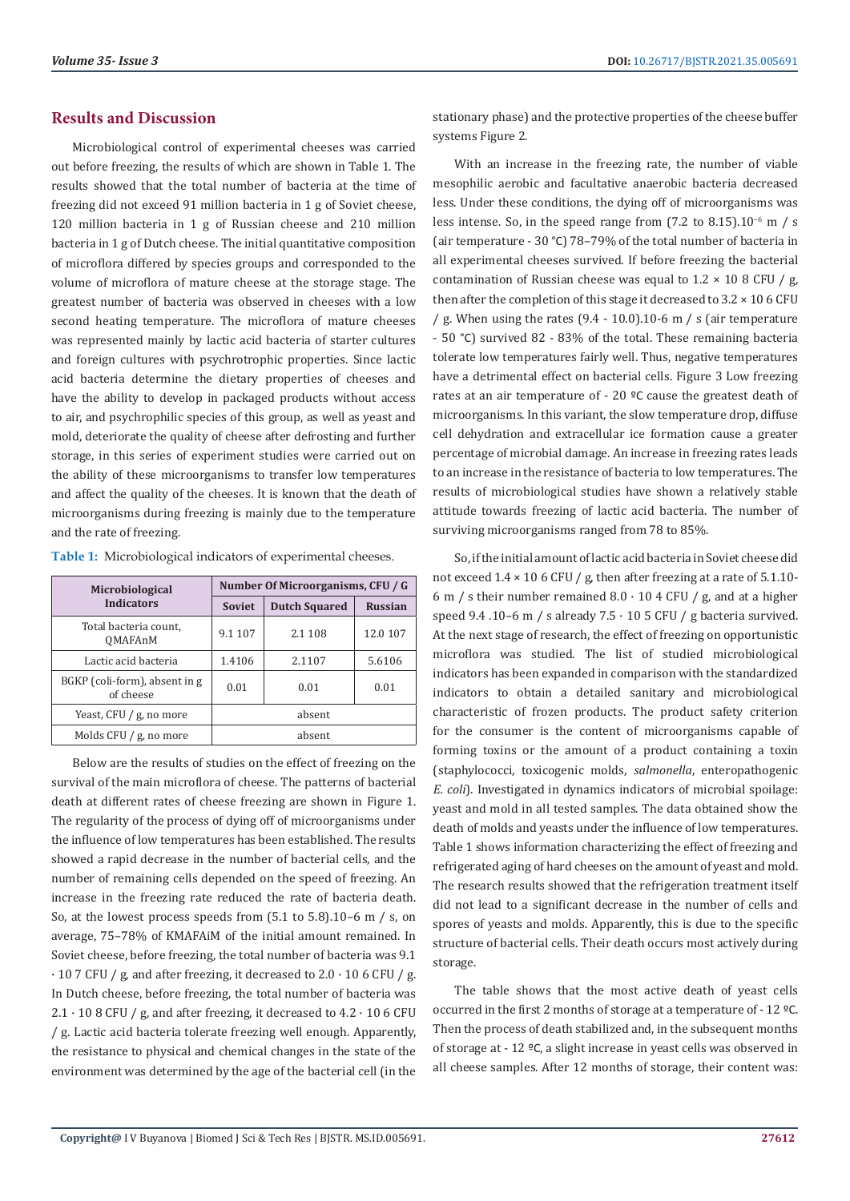## Results and Discussion

Microbiological control of experimental cheeses was carried out before freezing, the results of which are shown in Table 1. The results showed that the total number of bacteria at the time of freezing did not exceed 91 million bacteria in 1 g of Soviet cheese, 120 million bacteria in 1 g of Russian cheese and 210 million bacteria in 1 g of Dutch cheese. The initial quantitative composition of microflora differed by species groups and corresponded to the volume of microflora of mature cheese at the storage stage. The greatest number of bacteria was observed in cheeses with a low second heating temperature. The microflora of mature cheeses was represented mainly by lactic acid bacteria of starter cultures and foreign cultures with psychrotrophic properties. Since lactic acid bacteria determine the dietary properties of cheeses and have the ability to develop in packaged products without access to air, and psychrophilic species of this group, as well as yeast and mold, deteriorate the quality of cheese after defrosting and further storage, in this series of experiment studies were carried out on the ability of these microorganisms to transfer low temperatures and affect the quality of the cheeses. It is known that the death of microorganisms during freezing is mainly due to the temperature and the rate of freezing.

**Table 1:** Microbiological indicators of experimental cheeses.

| Microbiological Indicators | Number Of Microorganisms, CFU / G | | |
|---|---|---|---|
| | Soviet | Dutch Squared | Russian |
| Total bacteria count, QMAFAnM | 9.1 107 | 2.1 108 | 12.0 107 |
| Lactic acid bacteria | 1.4106 | 2.1107 | 5.6106 |
| BGKP (coli-form), absent in g of cheese | 0.01 | 0.01 | 0.01 |
| Yeast, CFU / g, no more | absent | | |
| Molds CFU / g, no more | absent | | |

Below are the results of studies on the effect of freezing on the survival of the main microflora of cheese. The patterns of bacterial death at different rates of cheese freezing are shown in Figure 1. The regularity of the process of dying off of microorganisms under the influence of low temperatures has been established. The results showed a rapid decrease in the number of bacterial cells, and the number of remaining cells depended on the speed of freezing. An increase in the freezing rate reduced the rate of bacteria death. So, at the lowest process speeds from (5.1 to 5.8).10–6 m / s, on average, 75–78% of KMAFAiM of the initial amount remained. In Soviet cheese, before freezing, the total number of bacteria was 9.1 · 10 7 CFU / g, and after freezing, it decreased to 2.0 · 10 6 CFU / g. In Dutch cheese, before freezing, the total number of bacteria was 2.1 · 10 8 CFU / g, and after freezing, it decreased to 4.2 · 10 6 CFU / g. Lactic acid bacteria tolerate freezing well enough. Apparently, the resistance to physical and chemical changes in the state of the environment was determined by the age of the bacterial cell (in the stationary phase) and the protective properties of the cheese buffer systems Figure 2.

With an increase in the freezing rate, the number of viable mesophilic aerobic and facultative anaerobic bacteria decreased less. Under these conditions, the dying off of microorganisms was less intense. So, in the speed range from (7.2 to 8.15).$10^{-6}$ m / s (air temperature - 30 °C) 78–79% of the total number of bacteria in all experimental cheeses survived. If before freezing the bacterial contamination of Russian cheese was equal to 1.2 × 10 8 CFU / g, then after the completion of this stage it decreased to 3.2 × 10 6 CFU / g. When using the rates (9.4 - 10.0).10-6 m / s (air temperature - 50 °C) survived 82 - 83% of the total. These remaining bacteria tolerate low temperatures fairly well. Thus, negative temperatures have a detrimental effect on bacterial cells. Figure 3 Low freezing rates at an air temperature of - 20 ºC cause the greatest death of microorganisms. In this variant, the slow temperature drop, diffuse cell dehydration and extracellular ice formation cause a greater percentage of microbial damage. An increase in freezing rates leads to an increase in the resistance of bacteria to low temperatures. The results of microbiological studies have shown a relatively stable attitude towards freezing of lactic acid bacteria. The number of surviving microorganisms ranged from 78 to 85%.

So, if the initial amount of lactic acid bacteria in Soviet cheese did not exceed 1.4 × 10 6 CFU / g, then after freezing at a rate of 5.1.10-6 m / s their number remained 8.0 · 10 4 CFU / g, and at a higher speed 9.4 .10–6 m / s already 7.5 · 10 5 CFU / g bacteria survived. At the next stage of research, the effect of freezing on opportunistic microflora was studied. The list of studied microbiological indicators has been expanded in comparison with the standardized indicators to obtain a detailed sanitary and microbiological characteristic of frozen products. The product safety criterion for the consumer is the content of microorganisms capable of forming toxins or the amount of a product containing a toxin (staphylococci, toxicogenic molds, *salmonella*, enteropathogenic *E. coli*). Investigated in dynamics indicators of microbial spoilage: yeast and mold in all tested samples. The data obtained show the death of molds and yeasts under the influence of low temperatures. Table 1 shows information characterizing the effect of freezing and refrigerated aging of hard cheeses on the amount of yeast and mold. The research results showed that the refrigeration treatment itself did not lead to a significant decrease in the number of cells and spores of yeasts and molds. Apparently, this is due to the specific structure of bacterial cells. Their death occurs most actively during storage.

The table shows that the most active death of yeast cells occurred in the first 2 months of storage at a temperature of - 12 ºC. Then the process of death stabilized and, in the subsequent months of storage at - 12 ºC, a slight increase in yeast cells was observed in all cheese samples. After 12 months of storage, their content was: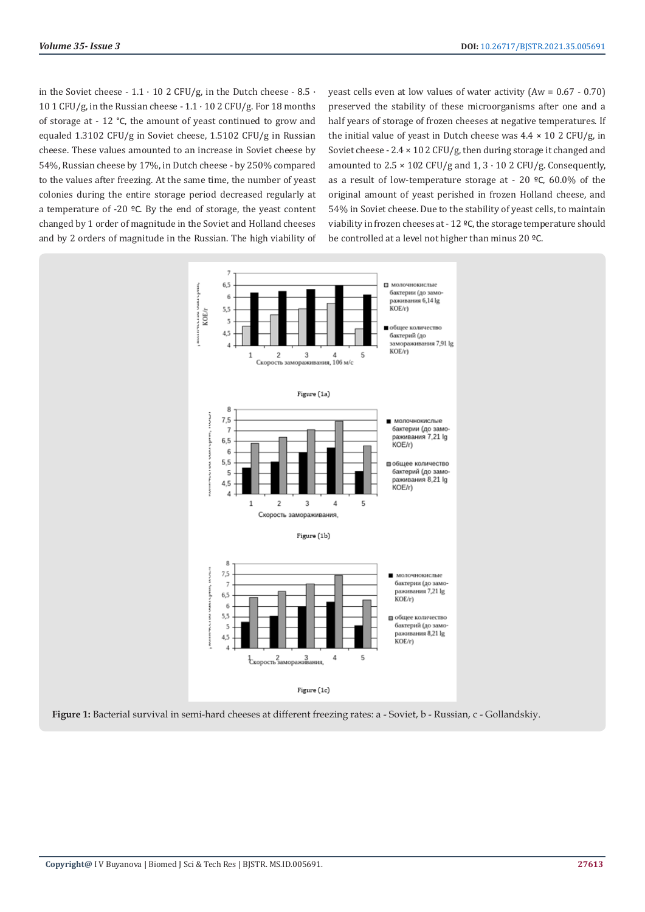in the Soviet cheese - 1.1 · 10 2 CFU/g, in the Dutch cheese - 8.5 · 10 1 CFU/g, in the Russian cheese - 1.1 · 10 2 CFU/g. For 18 months of storage at - 12 °C, the amount of yeast continued to grow and equaled 1.3102 CFU/g in Soviet cheese, 1.5102 CFU/g in Russian cheese. These values amounted to an increase in Soviet cheese by 54%, Russian cheese by 17%, in Dutch cheese - by 250% compared to the values after freezing. At the same time, the number of yeast colonies during the entire storage period decreased regularly at a temperature of -20 ºC. By the end of storage, the yeast content changed by 1 order of magnitude in the Soviet and Holland cheeses and by 2 orders of magnitude in the Russian. The high viability of yeast cells even at low values of water activity (Aw = 0.67 - 0.70) preserved the stability of these microorganisms after one and a half years of storage of frozen cheeses at negative temperatures. If the initial value of yeast in Dutch cheese was 4.4 × 10 2 CFU/g, in Soviet cheese - 2.4 × 10 2 CFU/g, then during storage it changed and amounted to 2.5 × 102 CFU/g and 1, 3 · 10 2 CFU/g. Consequently, as a result of low-temperature storage at - 20 ºC, 60.0% of the original amount of yeast perished in frozen Holland cheese, and 54% in Soviet cheese. Due to the stability of yeast cells, to maintain viability in frozen cheeses at - 12 ºC, the storage temperature should be controlled at a level not higher than minus 20 ºC.

Figure (1a)

Figure (1b)

Figure (1c)

**Figure 1:** Bacterial survival in semi-hard cheeses at different freezing rates: a - Soviet, b - Russian, c - Gollandskiy.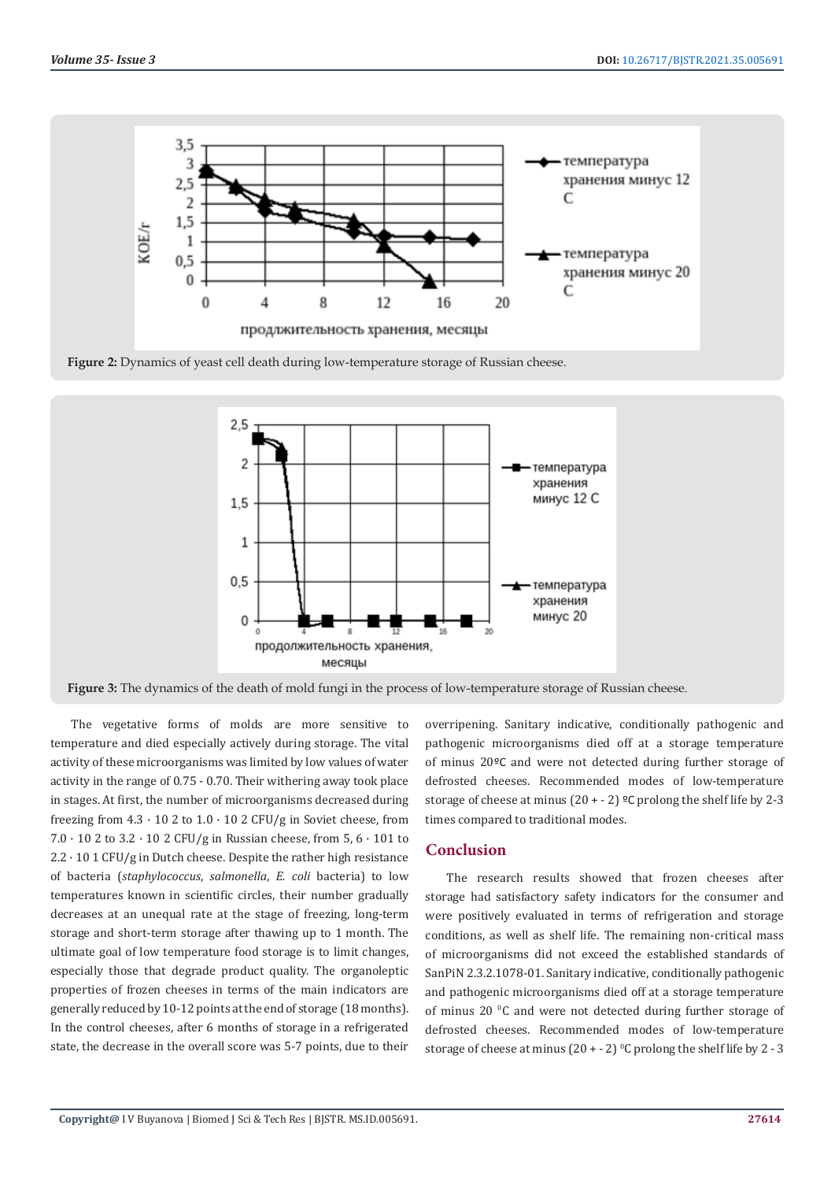Figure 2: Dynamics of yeast cell death during low-temperature storage of Russian cheese.

Figure 3: The dynamics of the death of mold fungi in the process of low-temperature storage of Russian cheese.

The vegetative forms of molds are more sensitive to temperature and died especially actively during storage. The vital activity of these microorganisms was limited by low values of water activity in the range of 0.75 - 0.70. Their withering away took place in stages. At first, the number of microorganisms decreased during freezing from 4.3 · 10 2 to 1.0 · 10 2 CFU/g in Soviet cheese, from 7.0 · 10 2 to 3.2 · 10 2 CFU/g in Russian cheese, from 5, 6 · 101 to 2.2 · 10 1 CFU/g in Dutch cheese. Despite the rather high resistance of bacteria (*staphylococcus*, *salmonella*, *E. coli* bacteria) to low temperatures known in scientific circles, their number gradually decreases at an unequal rate at the stage of freezing, long-term storage and short-term storage after thawing up to 1 month. The ultimate goal of low temperature food storage is to limit changes, especially those that degrade product quality. The organoleptic properties of frozen cheeses in terms of the main indicators are generally reduced by 10-12 points at the end of storage (18 months). In the control cheeses, after 6 months of storage in a refrigerated state, the decrease in the overall score was 5-7 points, due to their overripening. Sanitary indicative, conditionally pathogenic and pathogenic microorganisms died off at a storage temperature of minus 20ºC and were not detected during further storage of defrosted cheeses. Recommended modes of low-temperature storage of cheese at minus (20 + - 2) ºC prolong the shelf life by 2-3 times compared to traditional modes.

## Conclusion

The research results showed that frozen cheeses after storage had satisfactory safety indicators for the consumer and were positively evaluated in terms of refrigeration and storage conditions, as well as shelf life. The remaining non-critical mass of microorganisms did not exceed the established standards of SanPiN 2.3.2.1078-01. Sanitary indicative, conditionally pathogenic and pathogenic microorganisms died off at a storage temperature of minus 20 $^{0}$C and were not detected during further storage of defrosted cheeses. Recommended modes of low-temperature storage of cheese at minus (20 + - 2) $^{0}$C prolong the shelf life by 2 - 3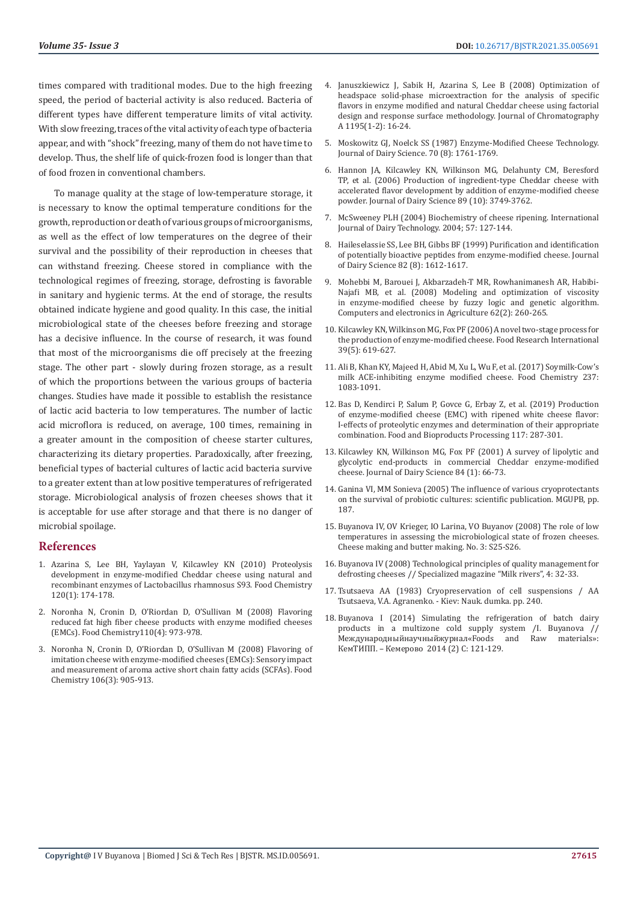times compared with traditional modes. Due to the high freezing speed, the period of bacterial activity is also reduced. Bacteria of different types have different temperature limits of vital activity. With slow freezing, traces of the vital activity of each type of bacteria appear, and with "shock" freezing, many of them do not have time to develop. Thus, the shelf life of quick-frozen food is longer than that of food frozen in conventional chambers.

To manage quality at the stage of low-temperature storage, it is necessary to know the optimal temperature conditions for the growth, reproduction or death of various groups of microorganisms, as well as the effect of low temperatures on the degree of their survival and the possibility of their reproduction in cheeses that can withstand freezing. Cheese stored in compliance with the technological regimes of freezing, storage, defrosting is favorable in sanitary and hygienic terms. At the end of storage, the results obtained indicate hygiene and good quality. In this case, the initial microbiological state of the cheeses before freezing and storage has a decisive influence. In the course of research, it was found that most of the microorganisms die off precisely at the freezing stage. The other part - slowly during frozen storage, as a result of which the proportions between the various groups of bacteria changes. Studies have made it possible to establish the resistance of lactic acid bacteria to low temperatures. The number of lactic acid microflora is reduced, on average, 100 times, remaining in a greater amount in the composition of cheese starter cultures, characterizing its dietary properties. Paradoxically, after freezing, beneficial types of bacterial cultures of lactic acid bacteria survive to a greater extent than at low positive temperatures of refrigerated storage. Microbiological analysis of frozen cheeses shows that it is acceptable for use after storage and that there is no danger of microbial spoilage.

## References

1. Azarina S, Lee BH, Yaylayan V, Kilcawley KN (2010) Proteolysis development in enzyme-modified Cheddar cheese using natural and recombinant enzymes of Lactobacillus rhamnosus S93. Food Chemistry 120(1): 174-178.
2. Noronha N, Cronin D, O'Riordan D, O'Sullivan M (2008) Flavoring reduced fat high fiber cheese products with enzyme modified cheeses (EMCs). Food Chemistry110(4): 973-978.
3. Noronha N, Cronin D, O'Riordan D, O'Sullivan M (2008) Flavoring of imitation cheese with enzyme-modified cheeses (EMCs): Sensory impact and measurement of aroma active short chain fatty acids (SCFAs). Food Chemistry 106(3): 905-913.
4. Januszkiewicz J, Sabik H, Azarina S, Lee B (2008) Optimization of headspace solid-phase microextraction for the analysis of specific flavors in enzyme modified and natural Cheddar cheese using factorial design and response surface methodology. Journal of Chromatography A 1195(1-2): 16-24.
5. Moskowitz GJ, Noelck SS (1987) Enzyme-Modified Cheese Technology. Journal of Dairy Science. 70 (8): 1761-1769.
6. Hannon JA, Kilcawley KN, Wilkinson MG, Delahunty CM, Beresford TP, et al. (2006) Production of ingredient-type Cheddar cheese with accelerated flavor development by addition of enzyme-modified cheese powder. Journal of Dairy Science 89 (10): 3749-3762.
7. McSweeney PLH (2004) Biochemistry of cheese ripening. International Journal of Dairy Technology. 2004; 57: 127-144.
8. Haileselassie SS, Lee BH, Gibbs BF (1999) Purification and identification of potentially bioactive peptides from enzyme-modified cheese. Journal of Dairy Science 82 (8): 1612-1617.
9. Mohebbi M, Barouei J, Akbarzadeh-T MR, Rowhanimanesh AR, Habibi-Najafi MB, et al. (2008) Modeling and optimization of viscosity in enzyme-modified cheese by fuzzy logic and genetic algorithm. Computers and electronics in Agriculture 62(2): 260-265.
10. Kilcawley KN, Wilkinson MG, Fox PF (2006) A novel two-stage process for the production of enzyme-modified cheese. Food Research International 39(5): 619-627.
11. Ali B, Khan KY, Majeed H, Abid M, Xu L, Wu F, et al. (2017) Soymilk-Cow's milk ACE-inhibiting enzyme modified cheese. Food Chemistry 237: 1083-1091.
12. Bas D, Kendirci P, Salum P, Govce G, Erbay Z, et al. (2019) Production of enzyme-modified cheese (EMC) with ripened white cheese flavor: I-effects of proteolytic enzymes and determination of their appropriate combination. Food and Bioproducts Processing 117: 287-301.
13. Kilcawley KN, Wilkinson MG, Fox PF (2001) A survey of lipolytic and glycolytic end-products in commercial Cheddar enzyme-modified cheese. Journal of Dairy Science 84 (1): 66-73.
14. Ganina VI, MM Sonieva (2005) The influence of various cryoprotectants on the survival of probiotic cultures: scientific publication. MGUPB, pp. 187.
15. Buyanova IV, OV Krieger, IO Larina, VO Buyanov (2008) The role of low temperatures in assessing the microbiological state of frozen cheeses. Cheese making and butter making. No. 3: S25-S26.
16. Buyanova IV (2008) Technological principles of quality management for defrosting cheeses // Specialized magazine "Milk rivers", 4: 32-33.
17. Tsutsaeva AA (1983) Cryopreservation of cell suspensions / AA Tsutsaeva, V.A. Agranenko. - Kiev: Nauk. dumka. pp. 240.
18. Buyanova I (2014) Simulating the refrigeration of batch dairy products in a multizone cold supply system /I. Buyanova // Международныйнаучныйжурнал«Foods and Raw materials»: КемТИПП. – Кемерово 2014 (2) С: 121-129.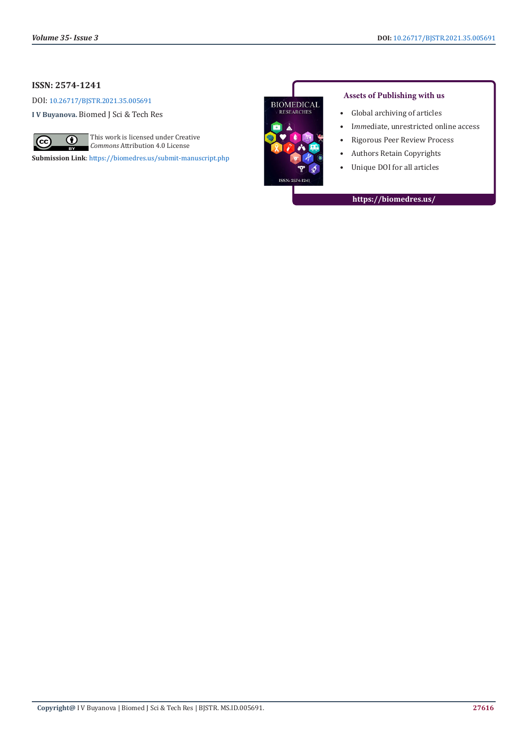**ISSN: 2574-1241**

DOI: 10.26717/BJSTR.2021.35.005691

**I V Buyanova.** Biomed J Sci & Tech Res

This work is licensed under Creative *Commons* Attribution 4.0 License

**Submission Link**: https://biomedres.us/submit-manuscript.php

### Assets of Publishing with us

- Global archiving of articles
- Immediate, unrestricted online access
- Rigorous Peer Review Process
- Authors Retain Copyrights
- Unique DOI for all articles

**https://biomedres.us/**